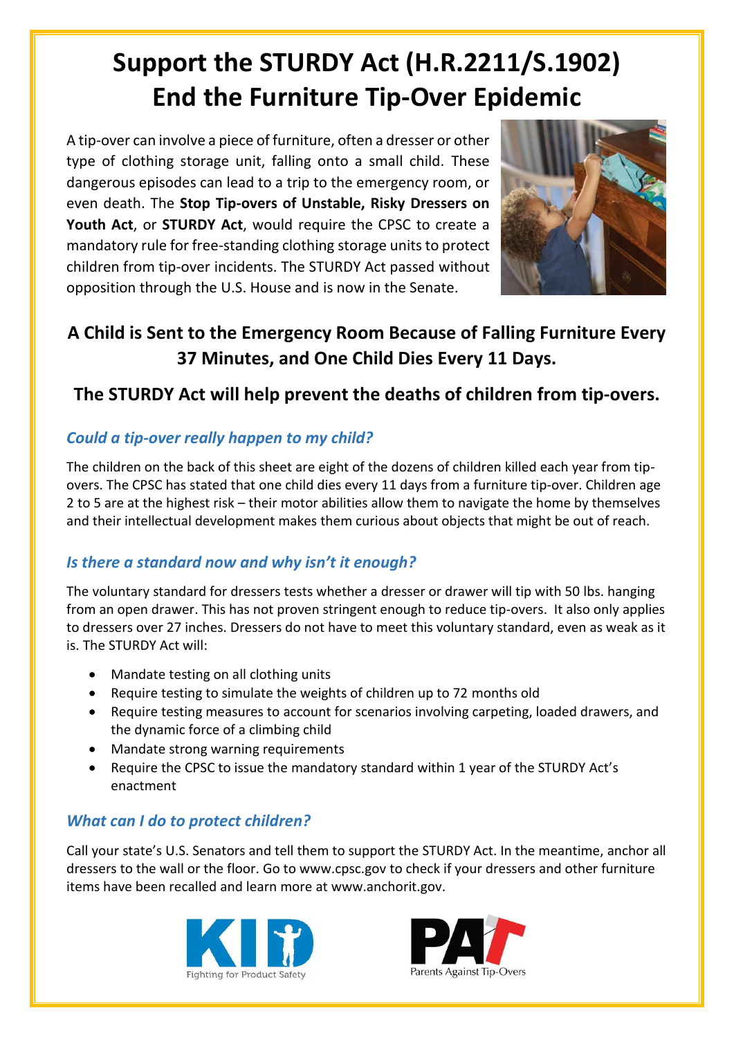# Support the STURDY Act (H.R.2211/S.1902) End the Furniture Tip-Over Epidemic

A tip-over can involve a piece of furniture, often a dresser or other type of clothing storage unit, falling onto a small child. These dangerous episodes can lead to a trip to the emergency room, or even death. The **Stop Tip-overs of Unstable, Risky Dressers on Youth Act**, or **STURDY Act**, would require the CPSC to create a mandatory rule for free-standing clothing storage units to protect children from tip-over incidents. The STURDY Act passed without opposition through the U.S. House and is now in the Senate.

## A Child is Sent to the Emergency Room Because of Falling Furniture Every 37 Minutes, and One Child Dies Every 11 Days.

## The STURDY Act will help prevent the deaths of children from tip-overs.

### *Could a tip-over really happen to my child?*

The children on the back of this sheet are eight of the dozens of children killed each year from tip-overs. The CPSC has stated that one child dies every 11 days from a furniture tip-over. Children age 2 to 5 are at the highest risk – their motor abilities allow them to navigate the home by themselves and their intellectual development makes them curious about objects that might be out of reach.

### *Is there a standard now and why isn't it enough?*

The voluntary standard for dressers tests whether a dresser or drawer will tip with 50 lbs. hanging from an open drawer. This has not proven stringent enough to reduce tip-overs. It also only applies to dressers over 27 inches. Dressers do not have to meet this voluntary standard, even as weak as it is. The STURDY Act will:

- Mandate testing on all clothing units
- Require testing to simulate the weights of children up to 72 months old
- Require testing measures to account for scenarios involving carpeting, loaded drawers, and the dynamic force of a climbing child
- Mandate strong warning requirements
- Require the CPSC to issue the mandatory standard within 1 year of the STURDY Act's enactment

### *What can I do to protect children?*

Call your state's U.S. Senators and tell them to support the STURDY Act. In the meantime, anchor all dressers to the wall or the floor. Go to www.cpsc.gov to check if your dressers and other furniture items have been recalled and learn more at www.anchorit.gov.

KID Fighting for Product Safety

PAT Parents Against Tip-Overs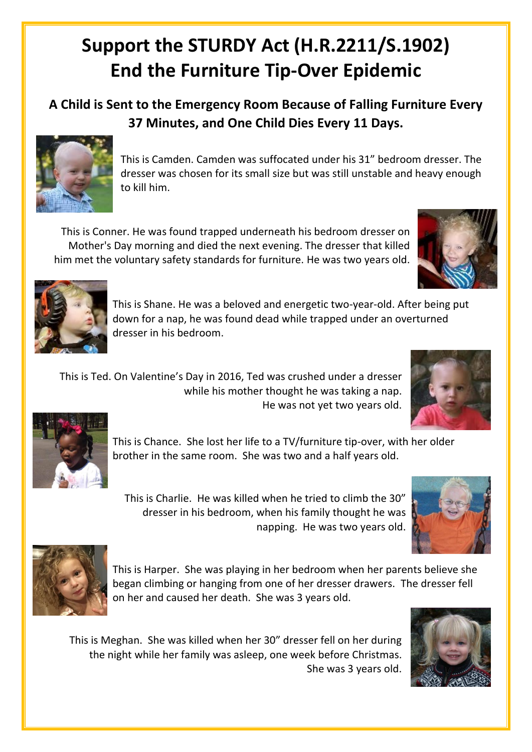# Support the STURDY Act (H.R.2211/S.1902) End the Furniture Tip-Over Epidemic

## A Child is Sent to the Emergency Room Because of Falling Furniture Every 37 Minutes, and One Child Dies Every 11 Days.

This is Camden. Camden was suffocated under his 31" bedroom dresser. The dresser was chosen for its small size but was still unstable and heavy enough to kill him.

This is Conner. He was found trapped underneath his bedroom dresser on Mother's Day morning and died the next evening. The dresser that killed him met the voluntary safety standards for furniture. He was two years old.

This is Shane. He was a beloved and energetic two-year-old. After being put down for a nap, he was found dead while trapped under an overturned dresser in his bedroom.

This is Ted. On Valentine's Day in 2016, Ted was crushed under a dresser while his mother thought he was taking a nap. He was not yet two years old.

This is Chance. She lost her life to a TV/furniture tip-over, with her older brother in the same room. She was two and a half years old.

This is Charlie. He was killed when he tried to climb the 30" dresser in his bedroom, when his family thought he was napping. He was two years old.

This is Harper. She was playing in her bedroom when her parents believe she began climbing or hanging from one of her dresser drawers. The dresser fell on her and caused her death. She was 3 years old.

This is Meghan. She was killed when her 30" dresser fell on her during the night while her family was asleep, one week before Christmas. She was 3 years old.